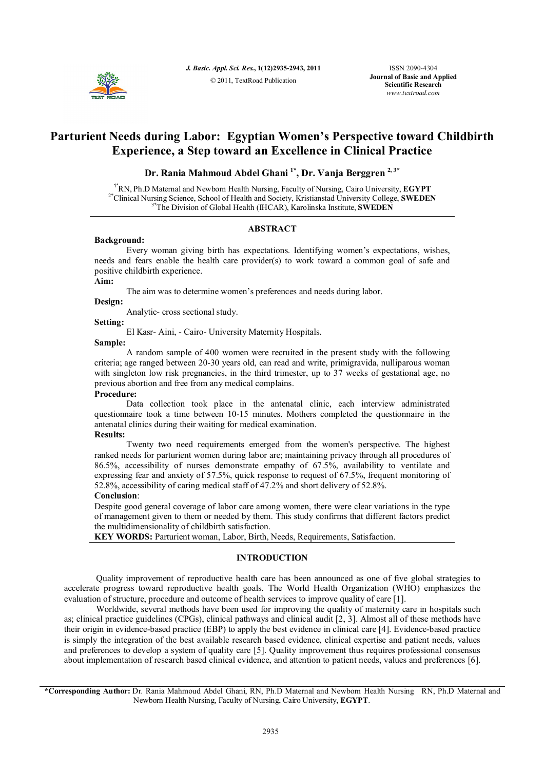# Parturient Needs during Labor: Egyptian Women's Perspective toward Childbirth Experience, a Step toward an Excellence in Clinical Practice

**Dr. Rania Mahmoud Abdel Ghani [1*], Dr. Vanja Berggren [2, 3*]**

[1*]RN, Ph.D Maternal and Newborn Health Nursing, Faculty of Nursing, Cairo University, **EGYPT**
[2*]Clinical Nursing Science, School of Health and Society, Kristianstad University College, **SWEDEN**
[3*]The Division of Global Health (IHCAR), Karolinska Institute, **SWEDEN**

## ABSTRACT

**Background:**

Every woman giving birth has expectations. Identifying women's expectations, wishes, needs and fears enable the health care provider(s) to work toward a common goal of safe and positive childbirth experience.

**Aim:**

The aim was to determine women's preferences and needs during labor.

**Design:**

Analytic- cross sectional study.

**Setting:**

El Kasr- Aini, - Cairo- University Maternity Hospitals.

**Sample:**

A random sample of 400 women were recruited in the present study with the following criteria; age ranged between 20-30 years old, can read and write, primigravida, nulliparous woman with singleton low risk pregnancies, in the third trimester, up to 37 weeks of gestational age, no previous abortion and free from any medical complains.

**Procedure:**

Data collection took place in the antenatal clinic, each interview administrated questionnaire took a time between 10-15 minutes. Mothers completed the questionnaire in the antenatal clinics during their waiting for medical examination.

**Results:**

Twenty two need requirements emerged from the women's perspective. The highest ranked needs for parturient women during labor are; maintaining privacy through all procedures of 86.5%, accessibility of nurses demonstrate empathy of 67.5%, availability to ventilate and expressing fear and anxiety of 57.5%, quick response to request of 67.5%, frequent monitoring of 52.8%, accessibility of caring medical staff of 47.2% and short delivery of 52.8%.

**Conclusion**:

Despite good general coverage of labor care among women, there were clear variations in the type of management given to them or needed by them. This study confirms that different factors predict the multidimensionality of childbirth satisfaction.

**KEY WORDS:** Parturient woman, Labor, Birth, Needs, Requirements, Satisfaction.

## INTRODUCTION

Quality improvement of reproductive health care has been announced as one of five global strategies to accelerate progress toward reproductive health goals. The World Health Organization (WHO) emphasizes the evaluation of structure, procedure and outcome of health services to improve quality of care [1].

Worldwide, several methods have been used for improving the quality of maternity care in hospitals such as; clinical practice guidelines (CPGs), clinical pathways and clinical audit [2, 3]. Almost all of these methods have their origin in evidence-based practice (EBP) to apply the best evidence in clinical care [4]. Evidence-based practice is simply the integration of the best available research based evidence, clinical expertise and patient needs, values and preferences to develop a system of quality care [5]. Quality improvement thus requires professional consensus about implementation of research based clinical evidence, and attention to patient needs, values and preferences [6].

**\*Corresponding Author:** Dr. Rania Mahmoud Abdel Ghani, RN, Ph.D Maternal and Newborn Health Nursing RN, Ph.D Maternal and Newborn Health Nursing, Faculty of Nursing, Cairo University, **EGYPT**.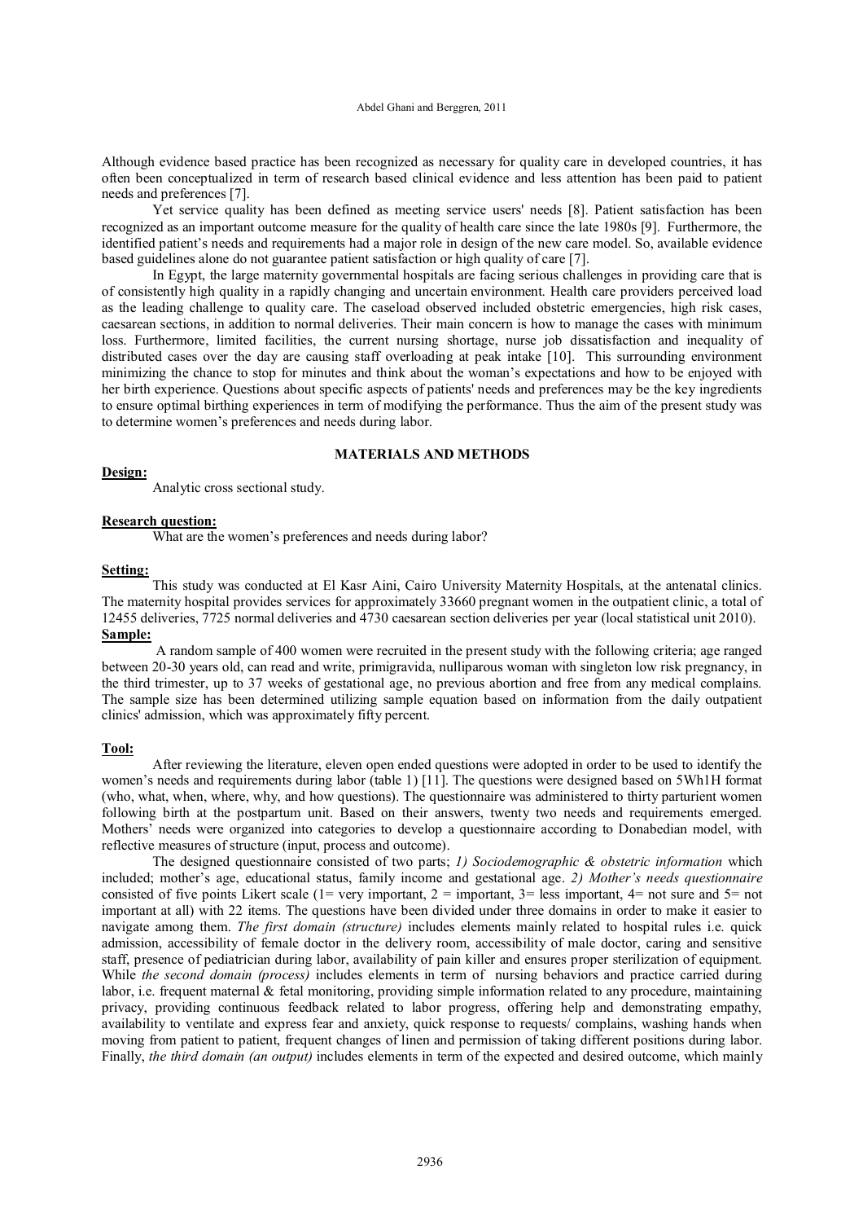Although evidence based practice has been recognized as necessary for quality care in developed countries, it has often been conceptualized in term of research based clinical evidence and less attention has been paid to patient needs and preferences [7].

Yet service quality has been defined as meeting service users' needs [8]. Patient satisfaction has been recognized as an important outcome measure for the quality of health care since the late 1980s [9]. Furthermore, the identified patient's needs and requirements had a major role in design of the new care model. So, available evidence based guidelines alone do not guarantee patient satisfaction or high quality of care [7].

In Egypt, the large maternity governmental hospitals are facing serious challenges in providing care that is of consistently high quality in a rapidly changing and uncertain environment. Health care providers perceived load as the leading challenge to quality care. The caseload observed included obstetric emergencies, high risk cases, caesarean sections, in addition to normal deliveries. Their main concern is how to manage the cases with minimum loss. Furthermore, limited facilities, the current nursing shortage, nurse job dissatisfaction and inequality of distributed cases over the day are causing staff overloading at peak intake [10]. This surrounding environment minimizing the chance to stop for minutes and think about the woman's expectations and how to be enjoyed with her birth experience. Questions about specific aspects of patients' needs and preferences may be the key ingredients to ensure optimal birthing experiences in term of modifying the performance. Thus the aim of the present study was to determine women's preferences and needs during labor.

## MATERIALS AND METHODS

**Design:**

Analytic cross sectional study.

**Research question:**

What are the women's preferences and needs during labor?

**Setting:**

This study was conducted at El Kasr Aini, Cairo University Maternity Hospitals, at the antenatal clinics. The maternity hospital provides services for approximately 33660 pregnant women in the outpatient clinic, a total of 12455 deliveries, 7725 normal deliveries and 4730 caesarean section deliveries per year (local statistical unit 2010).

**Sample:**

A random sample of 400 women were recruited in the present study with the following criteria; age ranged between 20-30 years old, can read and write, primigravida, nulliparous woman with singleton low risk pregnancy, in the third trimester, up to 37 weeks of gestational age, no previous abortion and free from any medical complains. The sample size has been determined utilizing sample equation based on information from the daily outpatient clinics' admission, which was approximately fifty percent.

**Tool:**

After reviewing the literature, eleven open ended questions were adopted in order to be used to identify the women's needs and requirements during labor (table 1) [11]. The questions were designed based on 5Wh1H format (who, what, when, where, why, and how questions). The questionnaire was administered to thirty parturient women following birth at the postpartum unit. Based on their answers, twenty two needs and requirements emerged. Mothers' needs were organized into categories to develop a questionnaire according to Donabedian model, with reflective measures of structure (input, process and outcome).

The designed questionnaire consisted of two parts; *1) Sociodemographic & obstetric information* which included; mother's age, educational status, family income and gestational age. *2) Mother's needs questionnaire* consisted of five points Likert scale (1= very important, 2 = important, 3= less important, 4= not sure and 5= not important at all) with 22 items. The questions have been divided under three domains in order to make it easier to navigate among them. *The first domain (structure)* includes elements mainly related to hospital rules i.e. quick admission, accessibility of female doctor in the delivery room, accessibility of male doctor, caring and sensitive staff, presence of pediatrician during labor, availability of pain killer and ensures proper sterilization of equipment. While *the second domain (process)* includes elements in term of nursing behaviors and practice carried during labor, i.e. frequent maternal & fetal monitoring, providing simple information related to any procedure, maintaining privacy, providing continuous feedback related to labor progress, offering help and demonstrating empathy, availability to ventilate and express fear and anxiety, quick response to requests/ complains, washing hands when moving from patient to patient, frequent changes of linen and permission of taking different positions during labor. Finally, *the third domain (an output)* includes elements in term of the expected and desired outcome, which mainly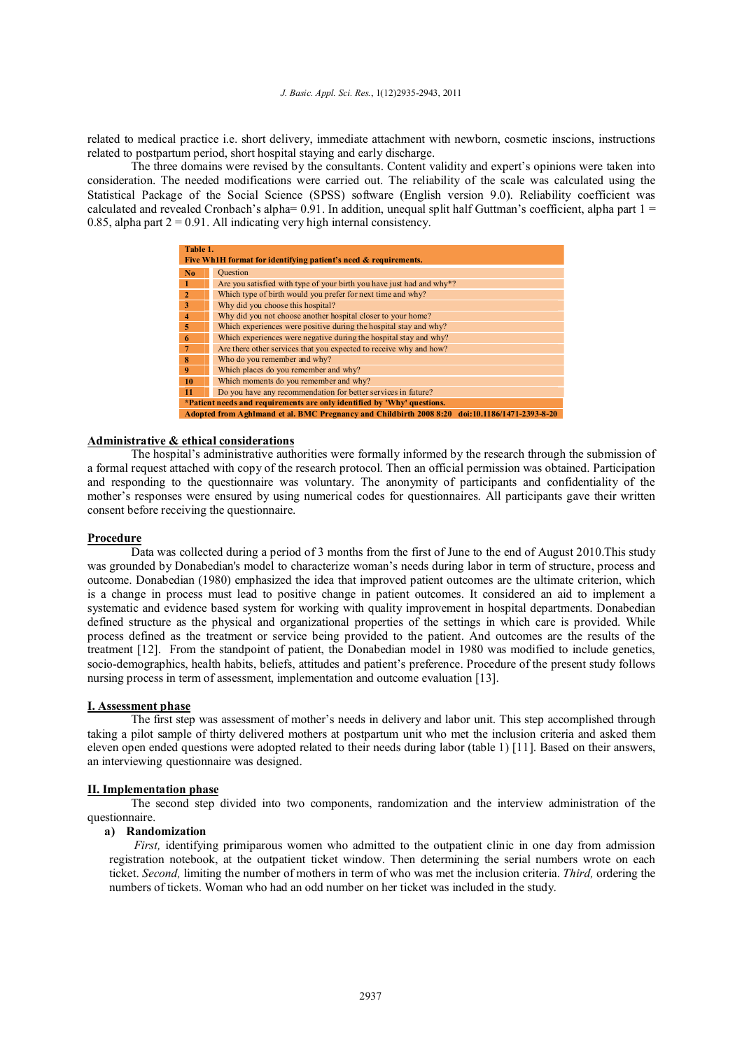related to medical practice i.e. short delivery, immediate attachment with newborn, cosmetic inscions, instructions related to postpartum period, short hospital staying and early discharge.

The three domains were revised by the consultants. Content validity and expert's opinions were taken into consideration. The needed modifications were carried out. The reliability of the scale was calculated using the Statistical Package of the Social Science (SPSS) software (English version 9.0). Reliability coefficient was calculated and revealed Cronbach's alpha= 0.91. In addition, unequal split half Guttman's coefficient, alpha part 1 = 0.85, alpha part 2 = 0.91. All indicating very high internal consistency.

**Table 1. Five Wh1H format for identifying patient's need & requirements.**

| No | Question |
|---|---|
| 1 | Are you satisfied with type of your birth you have just had and why*? |
| 2 | Which type of birth would you prefer for next time and why? |
| 3 | Why did you choose this hospital? |
| 4 | Why did you not choose another hospital closer to your home? |
| 5 | Which experiences were positive during the hospital stay and why? |
| 6 | Which experiences were negative during the hospital stay and why? |
| 7 | Are there other services that you expected to receive why and how? |
| 8 | Who do you remember and why? |
| 9 | Which places do you remember and why? |
| 10 | Which moments do you remember and why? |
| 11 | Do you have any recommendation for better services in future? |

*Patient needs and requirements are only identified by 'Why' questions.
Adopted from Aghlmand et al. BMC Pregnancy and Childbirth 2008 8:20 doi:10.1186/1471-2393-8-20

## Administrative & ethical considerations

The hospital's administrative authorities were formally informed by the research through the submission of a formal request attached with copy of the research protocol. Then an official permission was obtained. Participation and responding to the questionnaire was voluntary. The anonymity of participants and confidentiality of the mother's responses were ensured by using numerical codes for questionnaires. All participants gave their written consent before receiving the questionnaire.

## Procedure

Data was collected during a period of 3 months from the first of June to the end of August 2010.This study was grounded by Donabedian's model to characterize woman's needs during labor in term of structure, process and outcome. Donabedian (1980) emphasized the idea that improved patient outcomes are the ultimate criterion, which is a change in process must lead to positive change in patient outcomes. It considered an aid to implement a systematic and evidence based system for working with quality improvement in hospital departments. Donabedian defined structure as the physical and organizational properties of the settings in which care is provided. While process defined as the treatment or service being provided to the patient. And outcomes are the results of the treatment [12]. From the standpoint of patient, the Donabedian model in 1980 was modified to include genetics, socio-demographics, health habits, beliefs, attitudes and patient's preference. Procedure of the present study follows nursing process in term of assessment, implementation and outcome evaluation [13].

## I. Assessment phase

The first step was assessment of mother's needs in delivery and labor unit. This step accomplished through taking a pilot sample of thirty delivered mothers at postpartum unit who met the inclusion criteria and asked them eleven open ended questions were adopted related to their needs during labor (table 1) [11]. Based on their answers, an interviewing questionnaire was designed.

## II. Implementation phase

The second step divided into two components, randomization and the interview administration of the questionnaire.

**a) Randomization**

*First,* identifying primiparous women who admitted to the outpatient clinic in one day from admission registration notebook, at the outpatient ticket window. Then determining the serial numbers wrote on each ticket. *Second,* limiting the number of mothers in term of who was met the inclusion criteria. *Third,* ordering the numbers of tickets. Woman who had an odd number on her ticket was included in the study.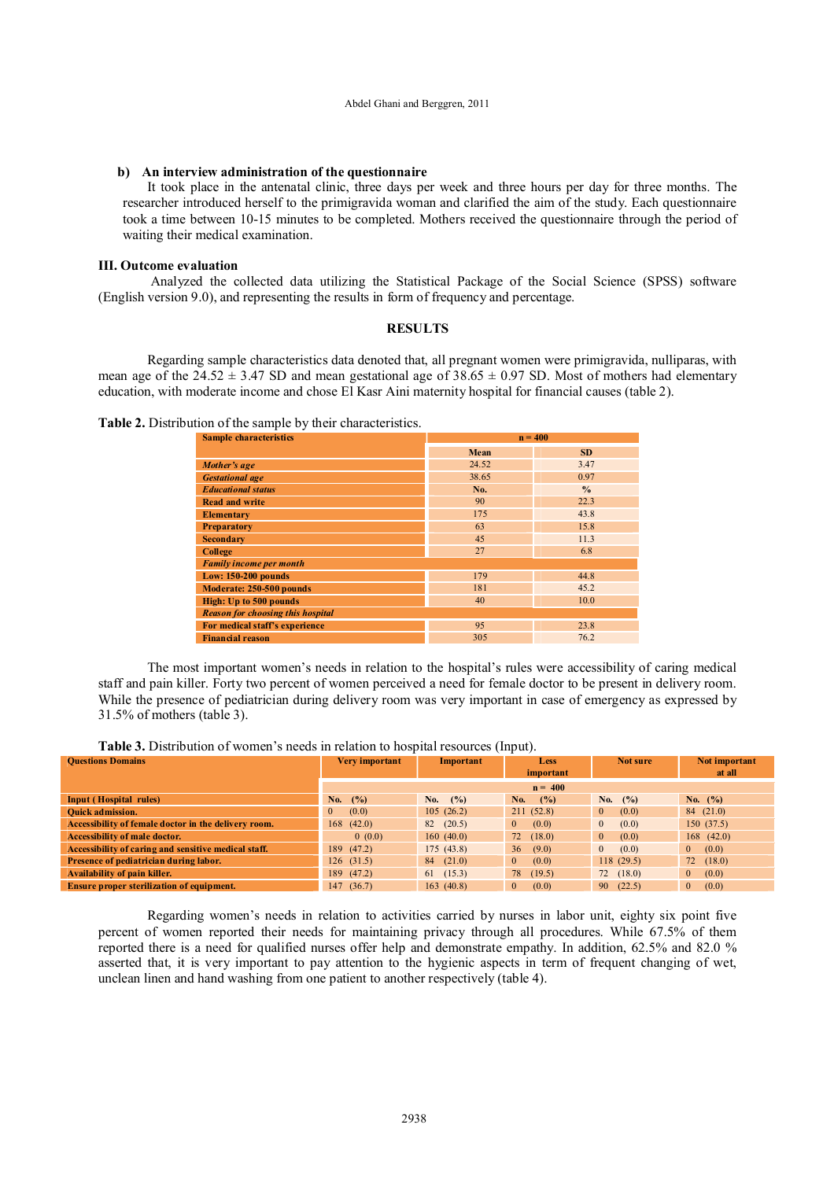**b) An interview administration of the questionnaire**

It took place in the antenatal clinic, three days per week and three hours per day for three months. The researcher introduced herself to the primigravida woman and clarified the aim of the study. Each questionnaire took a time between 10-15 minutes to be completed. Mothers received the questionnaire through the period of waiting their medical examination.

**III. Outcome evaluation**

Analyzed the collected data utilizing the Statistical Package of the Social Science (SPSS) software (English version 9.0), and representing the results in form of frequency and percentage.

## RESULTS

Regarding sample characteristics data denoted that, all pregnant women were primigravida, nulliparas, with mean age of the 24.52 ± 3.47 SD and mean gestational age of 38.65 ± 0.97 SD. Most of mothers had elementary education, with moderate income and chose El Kasr Aini maternity hospital for financial causes (table 2).

**Table 2.** Distribution of the sample by their characteristics.

| Sample characteristics | n = 400 | |
|---|---|---|
| | Mean | SD |
| *Mother's age* | 24.52 | 3.47 |
| *Gestational age* | 38.65 | 0.97 |
| *Educational status* | No. | % |
| Read and write | 90 | 22.3 |
| Elementary | 175 | 43.8 |
| Preparatory | 63 | 15.8 |
| Secondary | 45 | 11.3 |
| College | 27 | 6.8 |
| *Family income per month* | | |
| Low: 150-200 pounds | 179 | 44.8 |
| Moderate: 250-500 pounds | 181 | 45.2 |
| High: Up to 500 pounds | 40 | 10.0 |
| *Reason for choosing this hospital* | | |
| For medical staff's experience | 95 | 23.8 |
| Financial reason | 305 | 76.2 |

The most important women's needs in relation to the hospital's rules were accessibility of caring medical staff and pain killer. Forty two percent of women perceived a need for female doctor to be present in delivery room. While the presence of pediatrician during delivery room was very important in case of emergency as expressed by 31.5% of mothers (table 3).

**Table 3.** Distribution of women's needs in relation to hospital resources (Input).

| Questions Domains | Very important | Important | Less important | Not sure | Not important at all |
|---|---|---|---|---|---|
| | n = 400 | | | | |
| Input ( Hospital rules) | No. (%) | No. (%) | No. (%) | No. (%) | No. (%) |
| Quick admission. | 0 (0.0) | 105 (26.2) | 211 (52.8) | 0 (0.0) | 84 (21.0) |
| Accessibility of female doctor in the delivery room. | 168 (42.0) | 82 (20.5) | 0 (0.0) | 0 (0.0) | 150 (37.5) |
| Accessibility of male doctor. | 0 (0.0) | 160 (40.0) | 72 (18.0) | 0 (0.0) | 168 (42.0) |
| Accessibility of caring and sensitive medical staff. | 189 (47.2) | 175 (43.8) | 36 (9.0) | 0 (0.0) | 0 (0.0) |
| Presence of pediatrician during labor. | 126 (31.5) | 84 (21.0) | 0 (0.0) | 118 (29.5) | 72 (18.0) |
| Availability of pain killer. | 189 (47.2) | 61 (15.3) | 78 (19.5) | 72 (18.0) | 0 (0.0) |
| Ensure proper sterilization of equipment. | 147 (36.7) | 163 (40.8) | 0 (0.0) | 90 (22.5) | 0 (0.0) |

Regarding women's needs in relation to activities carried by nurses in labor unit, eighty six point five percent of women reported their needs for maintaining privacy through all procedures. While 67.5% of them reported there is a need for qualified nurses offer help and demonstrate empathy. In addition, 62.5% and 82.0 % asserted that, it is very important to pay attention to the hygienic aspects in term of frequent changing of wet, unclean linen and hand washing from one patient to another respectively (table 4).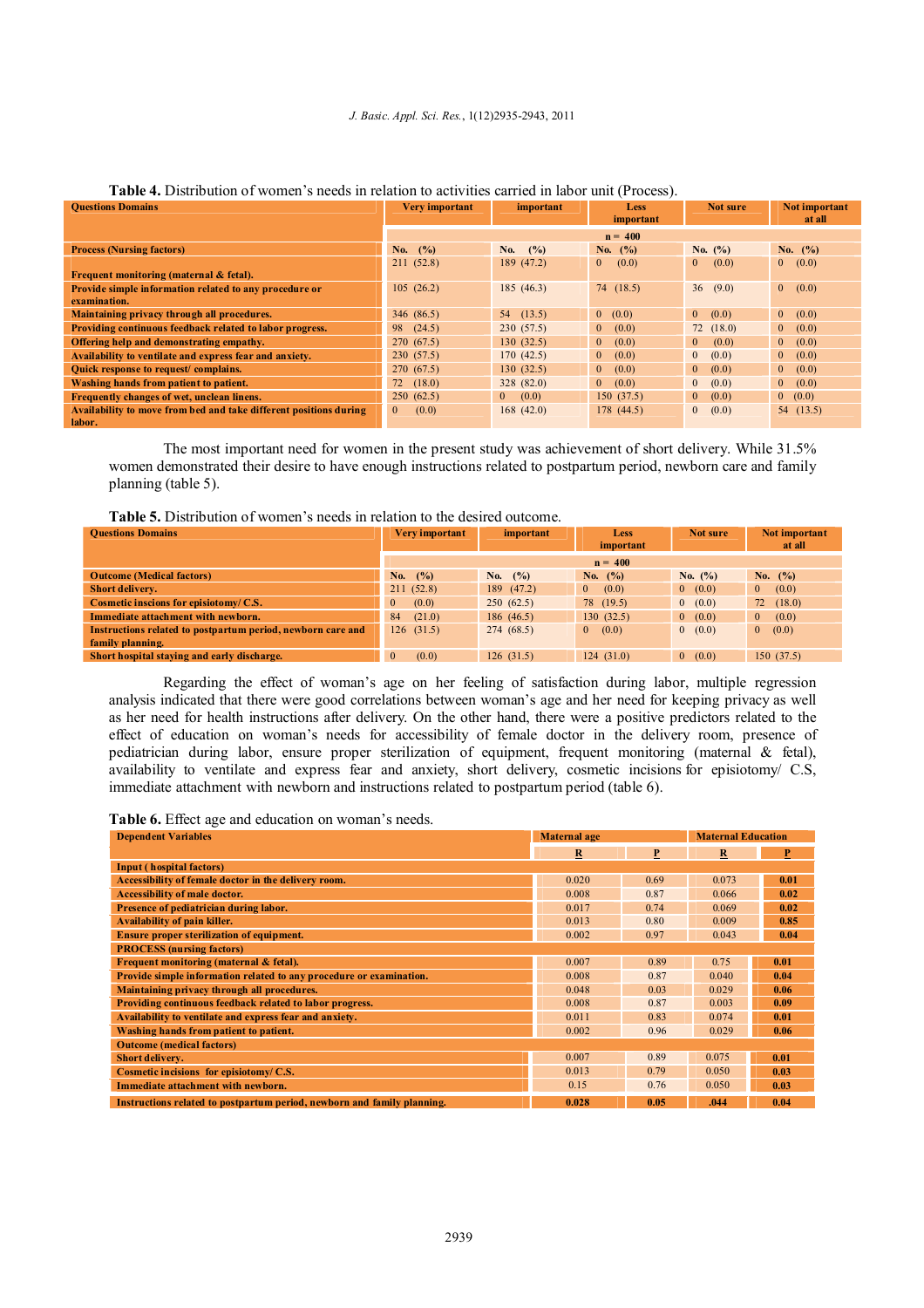**Table 4.** Distribution of women's needs in relation to activities carried in labor unit (Process).

| Questions Domains | Very important | important | Less important | Not sure | Not important at all |
|---|---|---|---|---|---|
| | n = 400 | | | | |
| **Process (Nursing factors)** | No. (%) | No. (%) | No. (%) | No. (%) | No. (%) |
| **Frequent monitoring (maternal & fetal).** | 211 (52.8) | 189 (47.2) | 0 (0.0) | 0 (0.0) | 0 (0.0) |
| **Provide simple information related to any procedure or examination.** | 105 (26.2) | 185 (46.3) | 74 (18.5) | 36 (9.0) | 0 (0.0) |
| **Maintaining privacy through all procedures.** | 346 (86.5) | 54 (13.5) | 0 (0.0) | 0 (0.0) | 0 (0.0) |
| **Providing continuous feedback related to labor progress.** | 98 (24.5) | 230 (57.5) | 0 (0.0) | 72 (18.0) | 0 (0.0) |
| **Offering help and demonstrating empathy.** | 270 (67.5) | 130 (32.5) | 0 (0.0) | 0 (0.0) | 0 (0.0) |
| **Availability to ventilate and express fear and anxiety.** | 230 (57.5) | 170 (42.5) | 0 (0.0) | 0 (0.0) | 0 (0.0) |
| **Quick response to request/ complains.** | 270 (67.5) | 130 (32.5) | 0 (0.0) | 0 (0.0) | 0 (0.0) |
| **Washing hands from patient to patient.** | 72 (18.0) | 328 (82.0) | 0 (0.0) | 0 (0.0) | 0 (0.0) |
| **Frequently changes of wet, unclean linens.** | 250 (62.5) | 0 (0.0) | 150 (37.5) | 0 (0.0) | 0 (0.0) |
| **Availability to move from bed and take different positions during labor.** | 0 (0.0) | 168 (42.0) | 178 (44.5) | 0 (0.0) | 54 (13.5) |

The most important need for women in the present study was achievement of short delivery. While 31.5% women demonstrated their desire to have enough instructions related to postpartum period, newborn care and family planning (table 5).

**Table 5.** Distribution of women's needs in relation to the desired outcome.

| Questions Domains | Very important | important | Less important | Not sure | Not important at all |
|---|---|---|---|---|---|
| | n = 400 | | | | |
| **Outcome (Medical factors)** | No. (%) | No. (%) | No. (%) | No. (%) | No. (%) |
| **Short delivery.** | 211 (52.8) | 189 (47.2) | 0 (0.0) | 0 (0.0) | 0 (0.0) |
| **Cosmetic inscions for episiotomy/ C.S.** | 0 (0.0) | 250 (62.5) | 78 (19.5) | 0 (0.0) | 72 (18.0) |
| **Immediate attachment with newborn.** | 84 (21.0) | 186 (46.5) | 130 (32.5) | 0 (0.0) | 0 (0.0) |
| **Instructions related to postpartum period, newborn care and family planning.** | 126 (31.5) | 274 (68.5) | 0 (0.0) | 0 (0.0) | 0 (0.0) |
| **Short hospital staying and early discharge.** | 0 (0.0) | 126 (31.5) | 124 (31.0) | 0 (0.0) | 150 (37.5) |

Regarding the effect of woman's age on her feeling of satisfaction during labor, multiple regression analysis indicated that there were good correlations between woman's age and her need for keeping privacy as well as her need for health instructions after delivery. On the other hand, there were a positive predictors related to the effect of education on woman's needs for accessibility of female doctor in the delivery room, presence of pediatrician during labor, ensure proper sterilization of equipment, frequent monitoring (maternal & fetal), availability to ventilate and express fear and anxiety, short delivery, cosmetic incisions for episiotomy/ C.S, immediate attachment with newborn and instructions related to postpartum period (table 6).

**Table 6.** Effect age and education on woman's needs.

| Dependent Variables | Maternal age | | Maternal Education | |
|---|---|---|---|---|
| | R | P | R | P |
| **Input ( hospital factors)** | | | | |
| **Accessibility of female doctor in the delivery room.** | 0.020 | 0.69 | 0.073 | **0.01** |
| **Accessibility of male doctor.** | 0.008 | 0.87 | 0.066 | **0.02** |
| **Presence of pediatrician during labor.** | 0.017 | 0.74 | 0.069 | **0.02** |
| **Availability of pain killer.** | 0.013 | 0.80 | 0.009 | **0.85** |
| **Ensure proper sterilization of equipment.** | 0.002 | 0.97 | 0.043 | **0.04** |
| **PROCESS (nursing factors)** | | | | |
| **Frequent monitoring (maternal & fetal).** | 0.007 | 0.89 | 0.75 | **0.01** |
| **Provide simple information related to any procedure or examination.** | 0.008 | 0.87 | 0.040 | **0.04** |
| **Maintaining privacy through all procedures.** | 0.048 | 0.03 | 0.029 | **0.06** |
| **Providing continuous feedback related to labor progress.** | 0.008 | 0.87 | 0.003 | **0.09** |
| **Availability to ventilate and express fear and anxiety.** | 0.011 | 0.83 | 0.074 | **0.01** |
| **Washing hands from patient to patient.** | 0.002 | 0.96 | 0.029 | **0.06** |
| **Outcome (medical factors)** | | | | |
| **Short delivery.** | 0.007 | 0.89 | 0.075 | **0.01** |
| **Cosmetic incisions for episiotomy/ C.S.** | 0.013 | 0.79 | 0.050 | **0.03** |
| **Immediate attachment with newborn.** | 0.15 | 0.76 | 0.050 | **0.03** |
| **Instructions related to postpartum period, newborn and family planning.** | **0.028** | **0.05** | **.044** | **0.04** |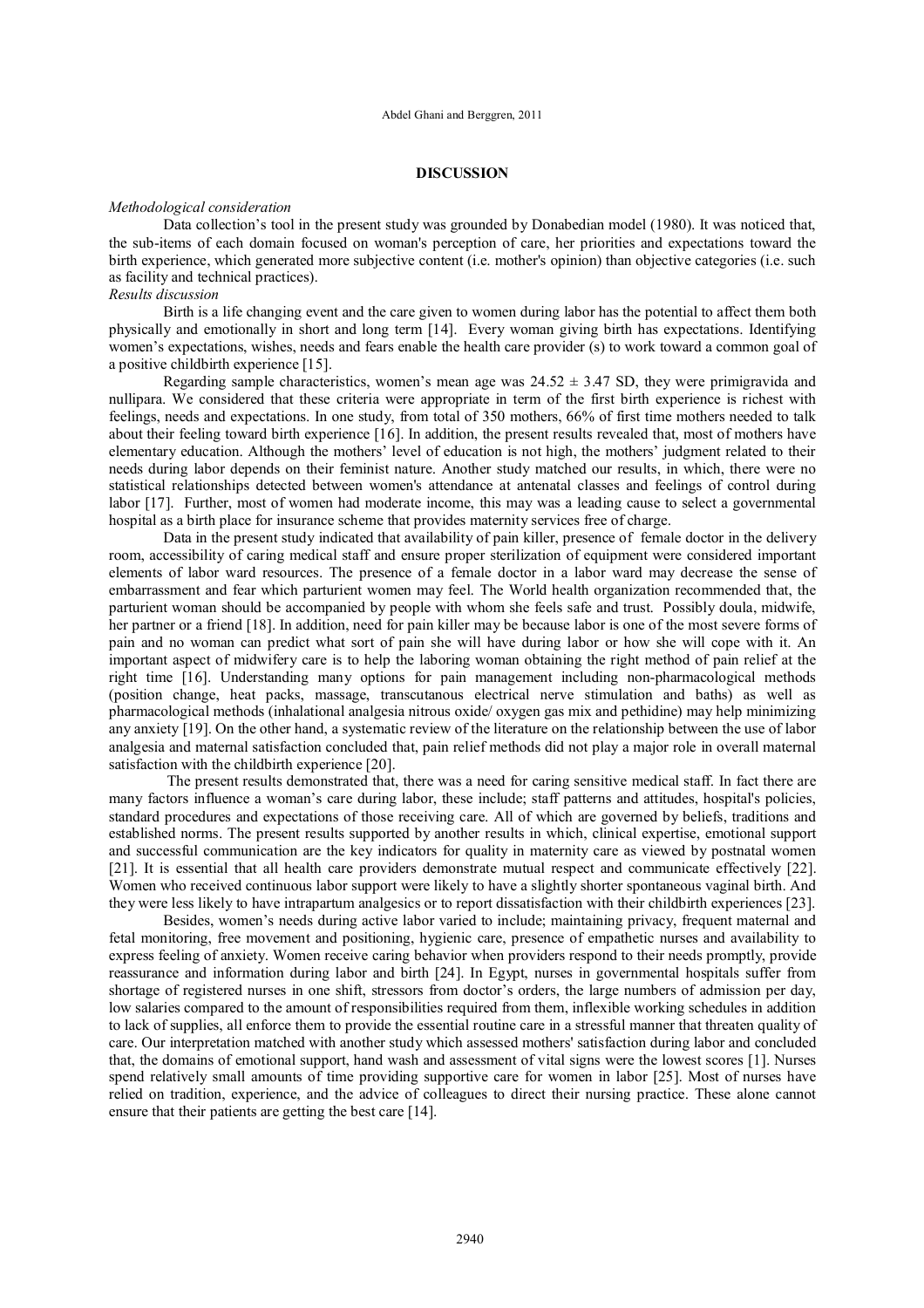## DISCUSSION

*Methodological consideration*

Data collection's tool in the present study was grounded by Donabedian model (1980). It was noticed that, the sub-items of each domain focused on woman's perception of care, her priorities and expectations toward the birth experience, which generated more subjective content (i.e. mother's opinion) than objective categories (i.e. such as facility and technical practices).

*Results discussion*

Birth is a life changing event and the care given to women during labor has the potential to affect them both physically and emotionally in short and long term [14]. Every woman giving birth has expectations. Identifying women's expectations, wishes, needs and fears enable the health care provider (s) to work toward a common goal of a positive childbirth experience [15].

Regarding sample characteristics, women's mean age was $24.52 \pm 3.47$ SD, they were primigravida and nullipara. We considered that these criteria were appropriate in term of the first birth experience is richest with feelings, needs and expectations. In one study, from total of 350 mothers, 66% of first time mothers needed to talk about their feeling toward birth experience [16]. In addition, the present results revealed that, most of mothers have elementary education. Although the mothers' level of education is not high, the mothers' judgment related to their needs during labor depends on their feminist nature. Another study matched our results, in which, there were no statistical relationships detected between women's attendance at antenatal classes and feelings of control during labor [17]. Further, most of women had moderate income, this may was a leading cause to select a governmental hospital as a birth place for insurance scheme that provides maternity services free of charge.

Data in the present study indicated that availability of pain killer, presence of female doctor in the delivery room, accessibility of caring medical staff and ensure proper sterilization of equipment were considered important elements of labor ward resources. The presence of a female doctor in a labor ward may decrease the sense of embarrassment and fear which parturient women may feel. The World health organization recommended that, the parturient woman should be accompanied by people with whom she feels safe and trust. Possibly doula, midwife, her partner or a friend [18]. In addition, need for pain killer may be because labor is one of the most severe forms of pain and no woman can predict what sort of pain she will have during labor or how she will cope with it. An important aspect of midwifery care is to help the laboring woman obtaining the right method of pain relief at the right time [16]. Understanding many options for pain management including non-pharmacological methods (position change, heat packs, massage, transcutanous electrical nerve stimulation and baths) as well as pharmacological methods (inhalational analgesia nitrous oxide/ oxygen gas mix and pethidine) may help minimizing any anxiety [19]. On the other hand, a systematic review of the literature on the relationship between the use of labor analgesia and maternal satisfaction concluded that, pain relief methods did not play a major role in overall maternal satisfaction with the childbirth experience [20].

The present results demonstrated that, there was a need for caring sensitive medical staff. In fact there are many factors influence a woman's care during labor, these include; staff patterns and attitudes, hospital's policies, standard procedures and expectations of those receiving care. All of which are governed by beliefs, traditions and established norms. The present results supported by another results in which, clinical expertise, emotional support and successful communication are the key indicators for quality in maternity care as viewed by postnatal women [21]. It is essential that all health care providers demonstrate mutual respect and communicate effectively [22]. Women who received continuous labor support were likely to have a slightly shorter spontaneous vaginal birth. And they were less likely to have intrapartum analgesics or to report dissatisfaction with their childbirth experiences [23].

Besides, women's needs during active labor varied to include; maintaining privacy, frequent maternal and fetal monitoring, free movement and positioning, hygienic care, presence of empathetic nurses and availability to express feeling of anxiety. Women receive caring behavior when providers respond to their needs promptly, provide reassurance and information during labor and birth [24]. In Egypt, nurses in governmental hospitals suffer from shortage of registered nurses in one shift, stressors from doctor's orders, the large numbers of admission per day, low salaries compared to the amount of responsibilities required from them, inflexible working schedules in addition to lack of supplies, all enforce them to provide the essential routine care in a stressful manner that threaten quality of care. Our interpretation matched with another study which assessed mothers' satisfaction during labor and concluded that, the domains of emotional support, hand wash and assessment of vital signs were the lowest scores [1]. Nurses spend relatively small amounts of time providing supportive care for women in labor [25]. Most of nurses have relied on tradition, experience, and the advice of colleagues to direct their nursing practice. These alone cannot ensure that their patients are getting the best care [14].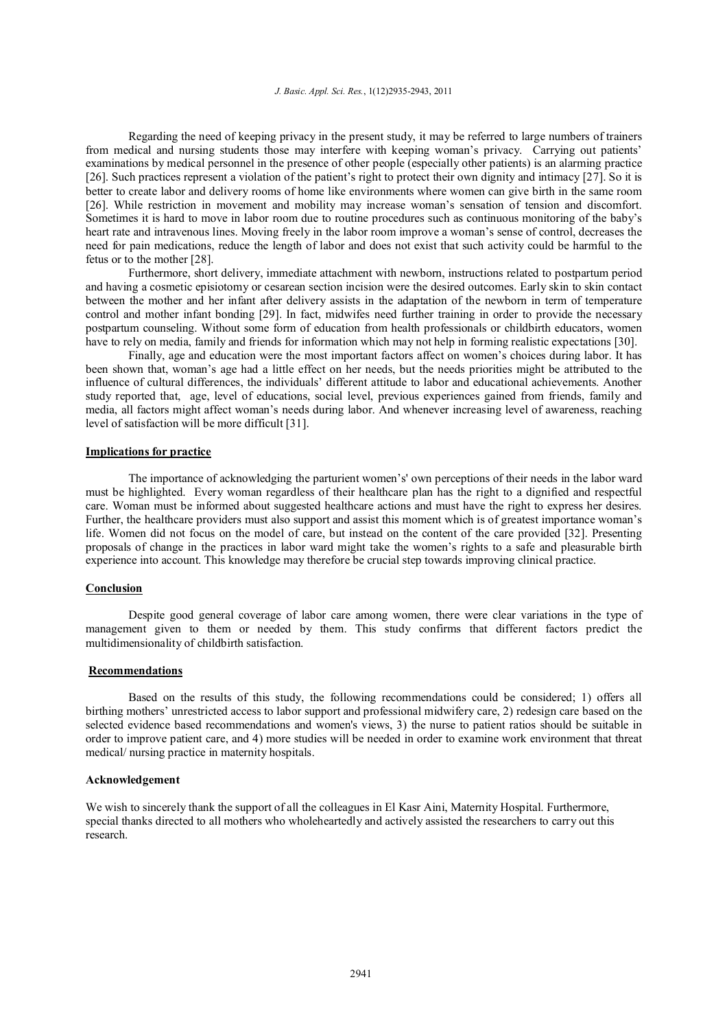Regarding the need of keeping privacy in the present study, it may be referred to large numbers of trainers from medical and nursing students those may interfere with keeping woman's privacy. Carrying out patients' examinations by medical personnel in the presence of other people (especially other patients) is an alarming practice [26]. Such practices represent a violation of the patient's right to protect their own dignity and intimacy [27]. So it is better to create labor and delivery rooms of home like environments where women can give birth in the same room [26]. While restriction in movement and mobility may increase woman's sensation of tension and discomfort. Sometimes it is hard to move in labor room due to routine procedures such as continuous monitoring of the baby's heart rate and intravenous lines. Moving freely in the labor room improve a woman's sense of control, decreases the need for pain medications, reduce the length of labor and does not exist that such activity could be harmful to the fetus or to the mother [28].

Furthermore, short delivery, immediate attachment with newborn, instructions related to postpartum period and having a cosmetic episiotomy or cesarean section incision were the desired outcomes. Early skin to skin contact between the mother and her infant after delivery assists in the adaptation of the newborn in term of temperature control and mother infant bonding [29]. In fact, midwifes need further training in order to provide the necessary postpartum counseling. Without some form of education from health professionals or childbirth educators, women have to rely on media, family and friends for information which may not help in forming realistic expectations [30].

Finally, age and education were the most important factors affect on women's choices during labor. It has been shown that, woman's age had a little effect on her needs, but the needs priorities might be attributed to the influence of cultural differences, the individuals' different attitude to labor and educational achievements. Another study reported that, age, level of educations, social level, previous experiences gained from friends, family and media, all factors might affect woman's needs during labor. And whenever increasing level of awareness, reaching level of satisfaction will be more difficult [31].

## Implications for practice

The importance of acknowledging the parturient women's' own perceptions of their needs in the labor ward must be highlighted. Every woman regardless of their healthcare plan has the right to a dignified and respectful care. Woman must be informed about suggested healthcare actions and must have the right to express her desires. Further, the healthcare providers must also support and assist this moment which is of greatest importance woman's life. Women did not focus on the model of care, but instead on the content of the care provided [32]. Presenting proposals of change in the practices in labor ward might take the women's rights to a safe and pleasurable birth experience into account. This knowledge may therefore be crucial step towards improving clinical practice.

## Conclusion

Despite good general coverage of labor care among women, there were clear variations in the type of management given to them or needed by them. This study confirms that different factors predict the multidimensionality of childbirth satisfaction.

## Recommendations

Based on the results of this study, the following recommendations could be considered; 1) offers all birthing mothers' unrestricted access to labor support and professional midwifery care, 2) redesign care based on the selected evidence based recommendations and women's views, 3) the nurse to patient ratios should be suitable in order to improve patient care, and 4) more studies will be needed in order to examine work environment that threat medical/ nursing practice in maternity hospitals.

## Acknowledgement

We wish to sincerely thank the support of all the colleagues in El Kasr Aini, Maternity Hospital. Furthermore, special thanks directed to all mothers who wholeheartedly and actively assisted the researchers to carry out this research.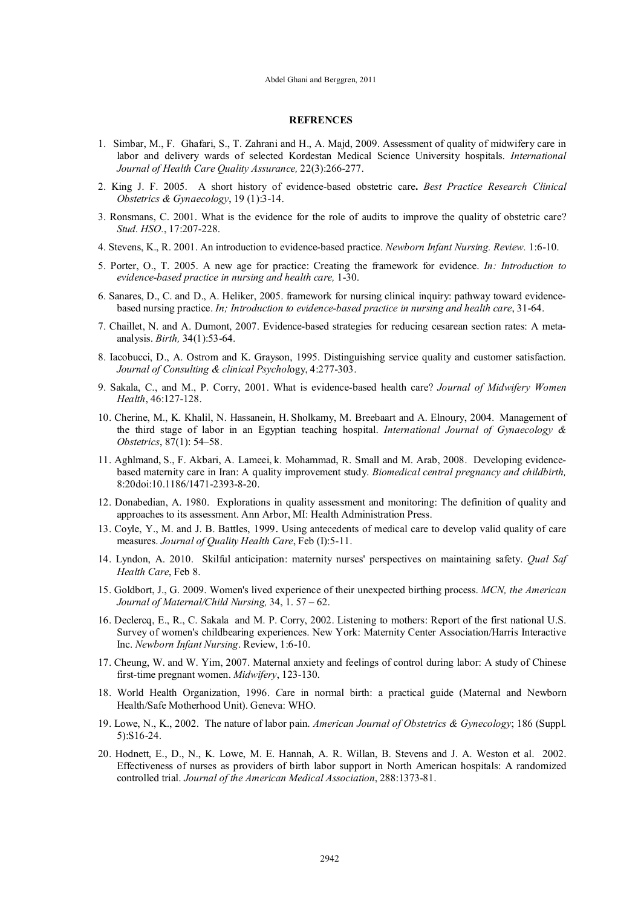## REFRENCES

1. Simbar, M., F. Ghafari, S., T. Zahrani and H., A. Majd, 2009. Assessment of quality of midwifery care in labor and delivery wards of selected Kordestan Medical Science University hospitals. *International Journal of Health Care Quality Assurance,* 22(3):266-277.
2. King J. F. 2005. A short history of evidence-based obstetric care**.** *Best Practice Research Clinical Obstetrics & Gynaecology*, 19 (1):3-14.
3. Ronsmans, C. 2001. What is the evidence for the role of audits to improve the quality of obstetric care? *Stud. HSO.*, 17:207-228.
4. Stevens, K., R. 2001. An introduction to evidence-based practice. *Newborn Infant Nursing. Review.* 1:6-10.
5. Porter, O., T. 2005. A new age for practice: Creating the framework for evidence. *In: Introduction to evidence-based practice in nursing and health care,* 1-30.
6. Sanares, D., C. and D., A. Heliker, 2005. framework for nursing clinical inquiry: pathway toward evidence-based nursing practice. *In; Introduction to evidence-based practice in nursing and health care*, 31-64.
7. Chaillet, N. and A. Dumont, 2007. Evidence-based strategies for reducing cesarean section rates: A meta-analysis. *Birth,* 34(1):53-64.
8. Iacobucci, D., A. Ostrom and K. Grayson, 1995. Distinguishing service quality and customer satisfaction. *Journal of Consulting & clinical Psychol*ogy, 4:277-303.
9. Sakala, C., and M., P. Corry, 2001. What is evidence-based health care? *Journal of Midwifery Women Health*, 46:127-128.
10. Cherine, M., K. Khalil, N. Hassanein, H. Sholkamy, M. Breebaart and A. Elnoury, 2004. Management of the third stage of labor in an Egyptian teaching hospital. *International Journal of Gynaecology & Obstetrics*, 87(1): 54–58.
11. Aghlmand, S., F. Akbari, A. Lameei, k. Mohammad, R. Small and M. Arab, 2008. Developing evidence-based maternity care in Iran: A quality improvement study. *Biomedical central pregnancy and childbirth,* 8:20doi:10.1186/1471-2393-8-20.
12. Donabedian, A. 1980. Explorations in quality assessment and monitoring: The definition of quality and approaches to its assessment. Ann Arbor, MI: Health Administration Press.
13. Coyle, Y., M. and J. B. Battles, 1999. Using antecedents of medical care to develop valid quality of care measures. *Journal of Quality Health Care*, Feb (I):5-11.
14. Lyndon, A. 2010. Skilful anticipation: maternity nurses' perspectives on maintaining safety. *Qual Saf Health Care*, Feb 8.
15. Goldbort, J., G. 2009. Women's lived experience of their unexpected birthing process. *MCN, the American Journal of Maternal/Child Nursing,* 34, 1. 57 – 62.
16. Declercq, E., R., C. Sakala and M. P. Corry, 2002. Listening to mothers: Report of the first national U.S. Survey of women's childbearing experiences. New York: Maternity Center Association/Harris Interactive Inc. *Newborn Infant Nursing*. Review, 1:6-10.
17. Cheung, W. and W. Yim, 2007. Maternal anxiety and feelings of control during labor: A study of Chinese first-time pregnant women. *Midwifery*, 123-130.
18. World Health Organization, 1996. *C*are in normal birth: a practical guide (Maternal and Newborn Health/Safe Motherhood Unit). Geneva: WHO.
19. Lowe, N., K., 2002. The nature of labor pain. *American Journal of Obstetrics & Gynecology*; 186 (Suppl. 5):S16-24.
20. Hodnett, E., D., N., K. Lowe, M. E. Hannah, A. R. Willan, B. Stevens and J. A. Weston et al. 2002. Effectiveness of nurses as providers of birth labor support in North American hospitals: A randomized controlled trial. *Journal of the American Medical Association*, 288:1373-81.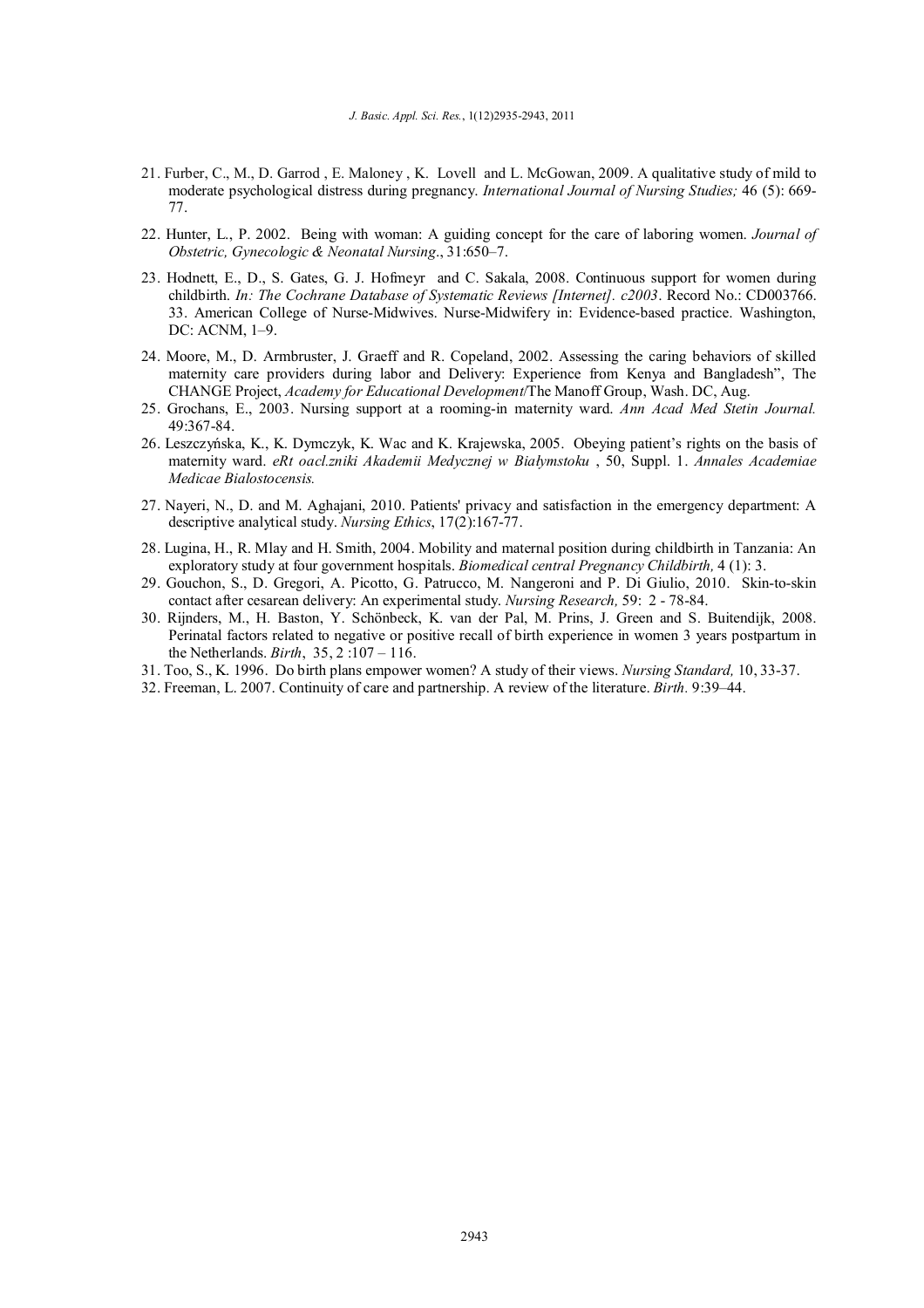21. Furber, C., M., D. Garrod , E. Maloney , K. Lovell and L. McGowan, 2009. A qualitative study of mild to moderate psychological distress during pregnancy. *International Journal of Nursing Studies;* 46 (5): 669-77.

22. Hunter, L., P. 2002. Being with woman: A guiding concept for the care of laboring women. *Journal of Obstetric, Gynecologic & Neonatal Nursing*., 31:650–7.

23. Hodnett, E., D., S. Gates, G. J. Hofmeyr and C. Sakala, 2008. Continuous support for women during childbirth. *In: The Cochrane Database of Systematic Reviews [Internet]. c2003*. Record No.: CD003766. 33. American College of Nurse-Midwives. Nurse-Midwifery in: Evidence-based practice. Washington, DC: ACNM, 1–9.

24. Moore, M., D. Armbruster, J. Graeff and R. Copeland, 2002. Assessing the caring behaviors of skilled maternity care providers during labor and Delivery: Experience from Kenya and Bangladesh", The CHANGE Project, *Academy for Educational Development*/The Manoff Group, Wash. DC, Aug.

25. Grochans, E., 2003. Nursing support at a rooming-in maternity ward. *Ann Acad Med Stetin Journal.* 49:367-84.

26. Leszczyńska, K., K. Dymczyk, K. Wac and K. Krajewska, 2005. Obeying patient's rights on the basis of maternity ward. *eRt oacl.zniki Akademii Medycznej w Białymstoku* , 50, Suppl. 1. *Annales Academiae Medicae Bialostocensis.*

27. Nayeri, N., D. and M. Aghajani, 2010. Patients' privacy and satisfaction in the emergency department: A descriptive analytical study. *Nursing Ethics*, 17(2):167-77.

28. Lugina, H., R. Mlay and H. Smith, 2004. Mobility and maternal position during childbirth in Tanzania: An exploratory study at four government hospitals. *Biomedical central Pregnancy Childbirth,* 4 (1): 3.

29. Gouchon, S., D. Gregori, A. Picotto, G. Patrucco, M. Nangeroni and P. Di Giulio, 2010. Skin-to-skin contact after cesarean delivery: An experimental study. *Nursing Research,* 59: 2 - 78-84.

30. Rijnders, M., H. Baston, Y. Schönbeck, K. van der Pal, M. Prins, J. Green and S. Buitendijk, 2008. Perinatal factors related to negative or positive recall of birth experience in women 3 years postpartum in the Netherlands. *Birth*, 35, 2 :107 – 116.

31. Too, S., K. 1996. Do birth plans empower women? A study of their views. *Nursing Standard,* 10, 33-37.

32. Freeman, L. 2007. Continuity of care and partnership. A review of the literature. *Birth.* 9:39–44.